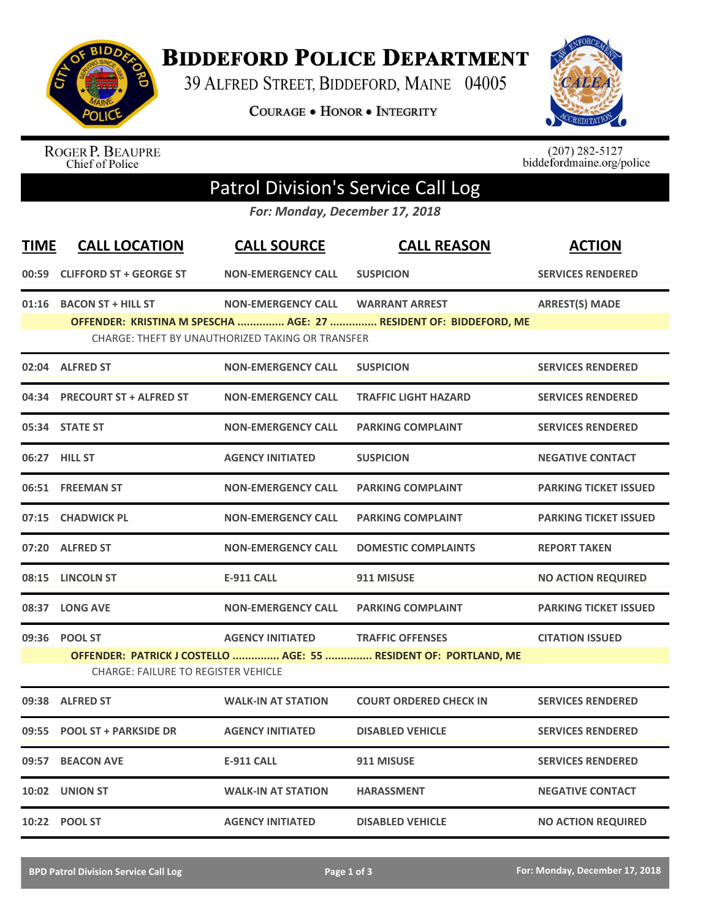# Biddeford Police Department

39 Alfred Street, Biddeford, Maine 04005

Courage • Honor • Integrity

Roger P. Beaupre
Chief of Police

(207) 282-5127
biddefordmaine.org/police

## Patrol Division's Service Call Log

*For: Monday, December 17, 2018*

| TIME | CALL LOCATION | CALL SOURCE | CALL REASON | ACTION |
|---|---|---|---|---|
| 00:59 | CLIFFORD ST + GEORGE ST | NON-EMERGENCY CALL | SUSPICION | SERVICES RENDERED |
| 01:16 | BACON ST + HILL ST | NON-EMERGENCY CALL | WARRANT ARREST | ARREST(S) MADE |
| | OFFENDER: KRISTINA M SPESCHA ............... AGE: 27 ............... RESIDENT OF: BIDDEFORD, ME | | | |
| | CHARGE: THEFT BY UNAUTHORIZED TAKING OR TRANSFER | | | |
| 02:04 | ALFRED ST | NON-EMERGENCY CALL | SUSPICION | SERVICES RENDERED |
| 04:34 | PRECOURT ST + ALFRED ST | NON-EMERGENCY CALL | TRAFFIC LIGHT HAZARD | SERVICES RENDERED |
| 05:34 | STATE ST | NON-EMERGENCY CALL | PARKING COMPLAINT | SERVICES RENDERED |
| 06:27 | HILL ST | AGENCY INITIATED | SUSPICION | NEGATIVE CONTACT |
| 06:51 | FREEMAN ST | NON-EMERGENCY CALL | PARKING COMPLAINT | PARKING TICKET ISSUED |
| 07:15 | CHADWICK PL | NON-EMERGENCY CALL | PARKING COMPLAINT | PARKING TICKET ISSUED |
| 07:20 | ALFRED ST | NON-EMERGENCY CALL | DOMESTIC COMPLAINTS | REPORT TAKEN |
| 08:15 | LINCOLN ST | E-911 CALL | 911 MISUSE | NO ACTION REQUIRED |
| 08:37 | LONG AVE | NON-EMERGENCY CALL | PARKING COMPLAINT | PARKING TICKET ISSUED |
| 09:36 | POOL ST | AGENCY INITIATED | TRAFFIC OFFENSES | CITATION ISSUED |
| | OFFENDER: PATRICK J COSTELLO ............... AGE: 55 ............... RESIDENT OF: PORTLAND, ME | | | |
| | CHARGE: FAILURE TO REGISTER VEHICLE | | | |
| 09:38 | ALFRED ST | WALK-IN AT STATION | COURT ORDERED CHECK IN | SERVICES RENDERED |
| 09:55 | POOL ST + PARKSIDE DR | AGENCY INITIATED | DISABLED VEHICLE | SERVICES RENDERED |
| 09:57 | BEACON AVE | E-911 CALL | 911 MISUSE | SERVICES RENDERED |
| 10:02 | UNION ST | WALK-IN AT STATION | HARASSMENT | NEGATIVE CONTACT |
| 10:22 | POOL ST | AGENCY INITIATED | DISABLED VEHICLE | NO ACTION REQUIRED |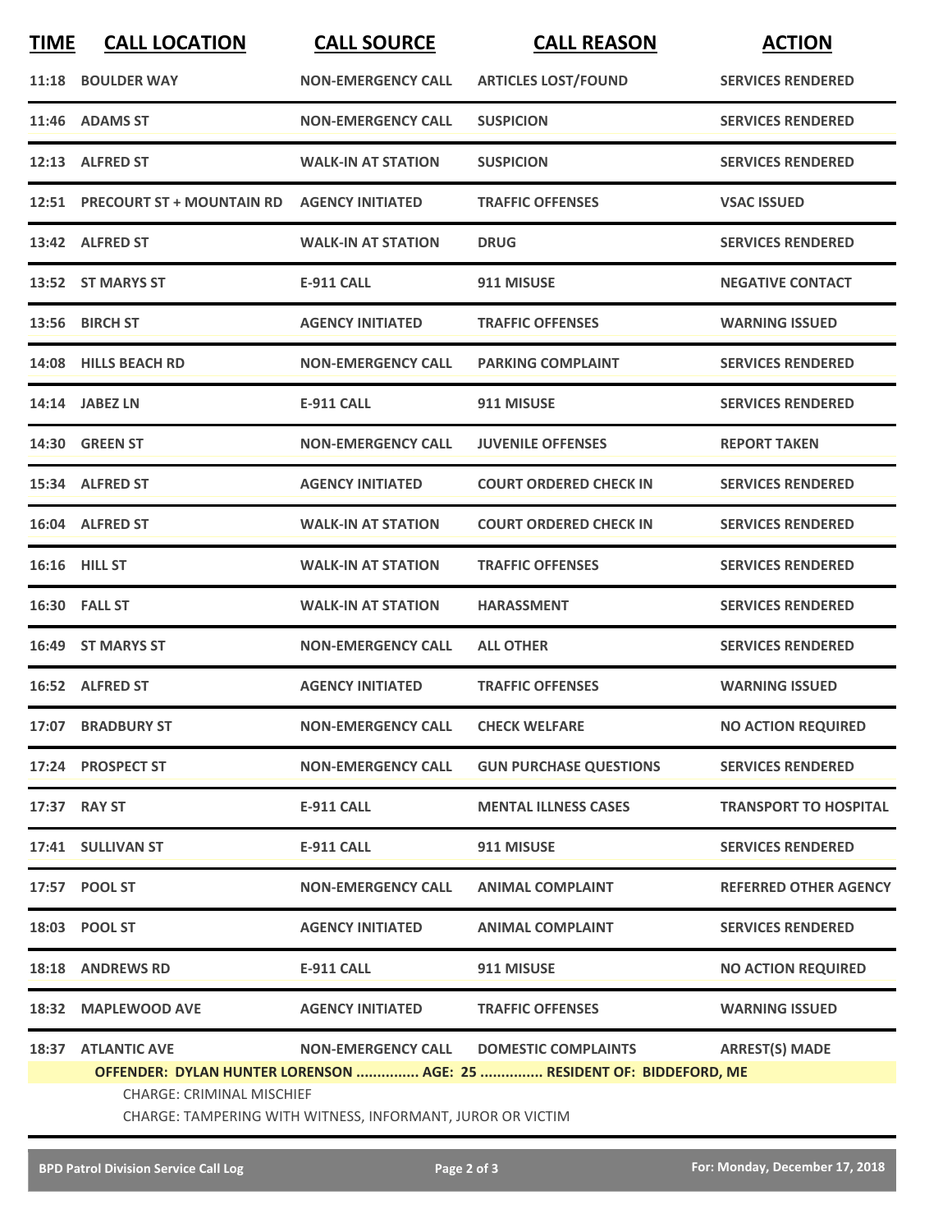| TIME | CALL LOCATION | CALL SOURCE | CALL REASON | ACTION |
|---|---|---|---|---|
| 11:18 | BOULDER WAY | NON-EMERGENCY CALL | ARTICLES LOST/FOUND | SERVICES RENDERED |
| 11:46 | ADAMS ST | NON-EMERGENCY CALL | SUSPICION | SERVICES RENDERED |
| 12:13 | ALFRED ST | WALK-IN AT STATION | SUSPICION | SERVICES RENDERED |
| 12:51 | PRECOURT ST + MOUNTAIN RD | AGENCY INITIATED | TRAFFIC OFFENSES | VSAC ISSUED |
| 13:42 | ALFRED ST | WALK-IN AT STATION | DRUG | SERVICES RENDERED |
| 13:52 | ST MARYS ST | E-911 CALL | 911 MISUSE | NEGATIVE CONTACT |
| 13:56 | BIRCH ST | AGENCY INITIATED | TRAFFIC OFFENSES | WARNING ISSUED |
| 14:08 | HILLS BEACH RD | NON-EMERGENCY CALL | PARKING COMPLAINT | SERVICES RENDERED |
| 14:14 | JABEZ LN | E-911 CALL | 911 MISUSE | SERVICES RENDERED |
| 14:30 | GREEN ST | NON-EMERGENCY CALL | JUVENILE OFFENSES | REPORT TAKEN |
| 15:34 | ALFRED ST | AGENCY INITIATED | COURT ORDERED CHECK IN | SERVICES RENDERED |
| 16:04 | ALFRED ST | WALK-IN AT STATION | COURT ORDERED CHECK IN | SERVICES RENDERED |
| 16:16 | HILL ST | WALK-IN AT STATION | TRAFFIC OFFENSES | SERVICES RENDERED |
| 16:30 | FALL ST | WALK-IN AT STATION | HARASSMENT | SERVICES RENDERED |
| 16:49 | ST MARYS ST | NON-EMERGENCY CALL | ALL OTHER | SERVICES RENDERED |
| 16:52 | ALFRED ST | AGENCY INITIATED | TRAFFIC OFFENSES | WARNING ISSUED |
| 17:07 | BRADBURY ST | NON-EMERGENCY CALL | CHECK WELFARE | NO ACTION REQUIRED |
| 17:24 | PROSPECT ST | NON-EMERGENCY CALL | GUN PURCHASE QUESTIONS | SERVICES RENDERED |
| 17:37 | RAY ST | E-911 CALL | MENTAL ILLNESS CASES | TRANSPORT TO HOSPITAL |
| 17:41 | SULLIVAN ST | E-911 CALL | 911 MISUSE | SERVICES RENDERED |
| 17:57 | POOL ST | NON-EMERGENCY CALL | ANIMAL COMPLAINT | REFERRED OTHER AGENCY |
| 18:03 | POOL ST | AGENCY INITIATED | ANIMAL COMPLAINT | SERVICES RENDERED |
| 18:18 | ANDREWS RD | E-911 CALL | 911 MISUSE | NO ACTION REQUIRED |
| 18:32 | MAPLEWOOD AVE | AGENCY INITIATED | TRAFFIC OFFENSES | WARNING ISSUED |
| 18:37 | ATLANTIC AVE | NON-EMERGENCY CALL | DOMESTIC COMPLAINTS | ARREST(S) MADE |

**OFFENDER: DYLAN HUNTER LORENSON ............... AGE: 25 ............... RESIDENT OF: BIDDEFORD, ME**

CHARGE: CRIMINAL MISCHIEF

CHARGE: TAMPERING WITH WITNESS, INFORMANT, JUROR OR VICTIM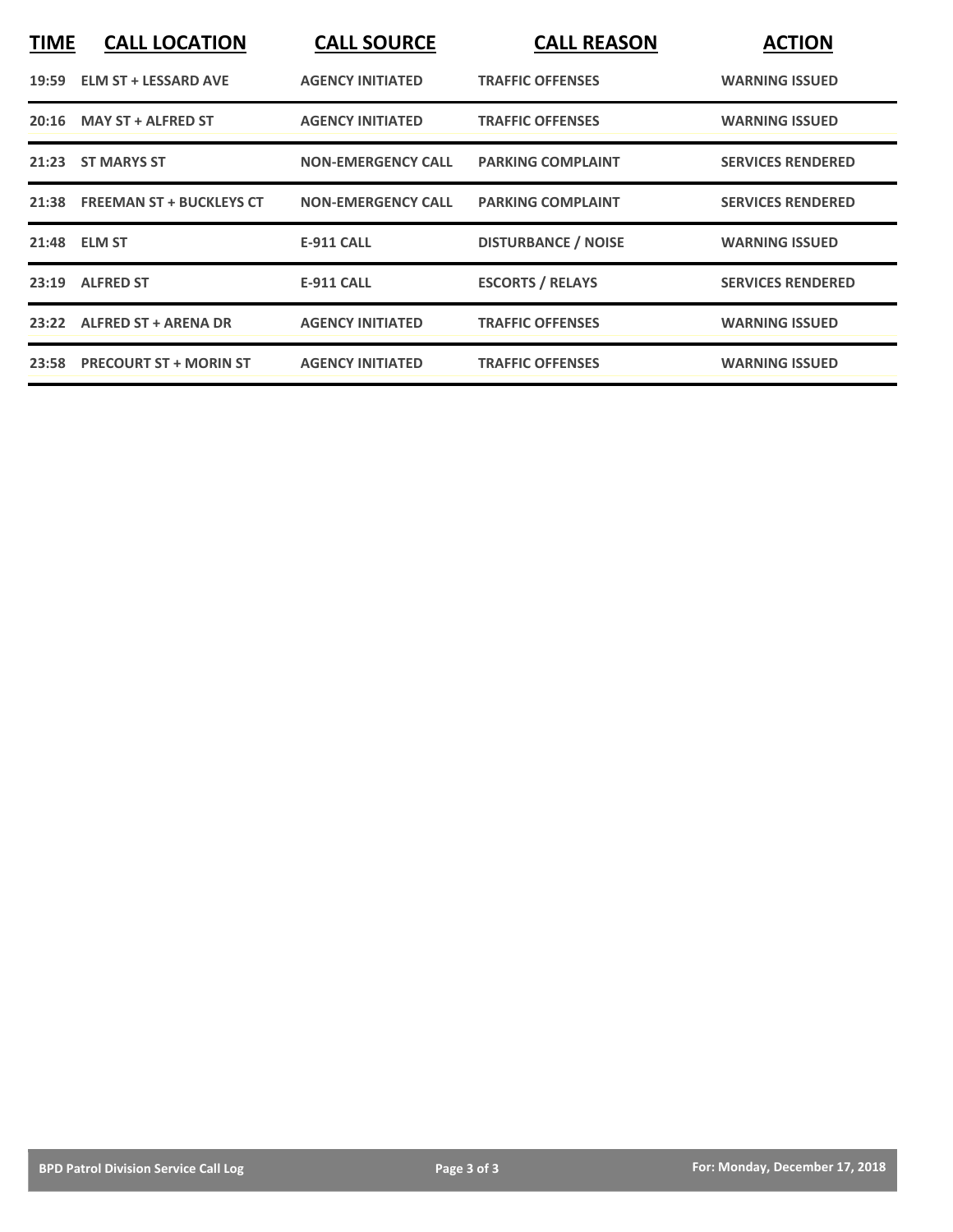| TIME | CALL LOCATION | CALL SOURCE | CALL REASON | ACTION |
| --- | --- | --- | --- | --- |
| 19:59 | ELM ST + LESSARD AVE | AGENCY INITIATED | TRAFFIC OFFENSES | WARNING ISSUED |
| 20:16 | MAY ST + ALFRED ST | AGENCY INITIATED | TRAFFIC OFFENSES | WARNING ISSUED |
| 21:23 | ST MARYS ST | NON-EMERGENCY CALL | PARKING COMPLAINT | SERVICES RENDERED |
| 21:38 | FREEMAN ST + BUCKLEYS CT | NON-EMERGENCY CALL | PARKING COMPLAINT | SERVICES RENDERED |
| 21:48 | ELM ST | E-911 CALL | DISTURBANCE / NOISE | WARNING ISSUED |
| 23:19 | ALFRED ST | E-911 CALL | ESCORTS / RELAYS | SERVICES RENDERED |
| 23:22 | ALFRED ST + ARENA DR | AGENCY INITIATED | TRAFFIC OFFENSES | WARNING ISSUED |
| 23:58 | PRECOURT ST + MORIN ST | AGENCY INITIATED | TRAFFIC OFFENSES | WARNING ISSUED |